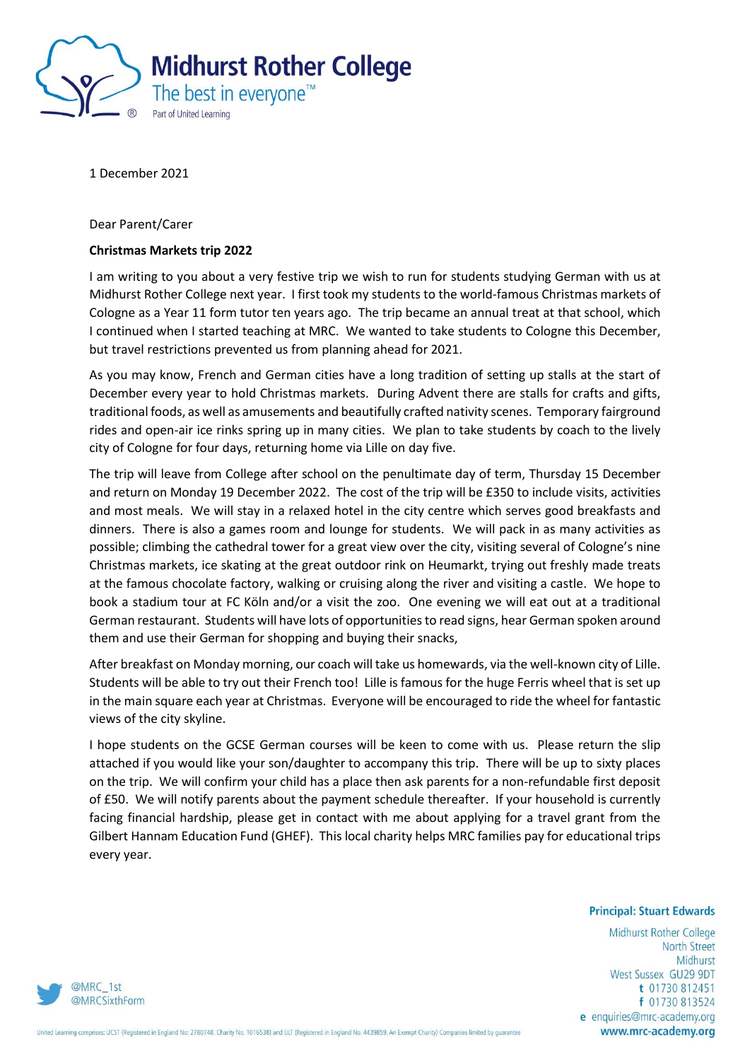# Midhurst Rother College

The best in everyone™

Part of United Learning

1 December 2021

Dear Parent/Carer

**Christmas Markets trip 2022**

I am writing to you about a very festive trip we wish to run for students studying German with us at Midhurst Rother College next year. I first took my students to the world-famous Christmas markets of Cologne as a Year 11 form tutor ten years ago. The trip became an annual treat at that school, which I continued when I started teaching at MRC. We wanted to take students to Cologne this December, but travel restrictions prevented us from planning ahead for 2021.

As you may know, French and German cities have a long tradition of setting up stalls at the start of December every year to hold Christmas markets. During Advent there are stalls for crafts and gifts, traditional foods, as well as amusements and beautifully crafted nativity scenes. Temporary fairground rides and open-air ice rinks spring up in many cities. We plan to take students by coach to the lively city of Cologne for four days, returning home via Lille on day five.

The trip will leave from College after school on the penultimate day of term, Thursday 15 December and return on Monday 19 December 2022. The cost of the trip will be £350 to include visits, activities and most meals. We will stay in a relaxed hotel in the city centre which serves good breakfasts and dinners. There is also a games room and lounge for students. We will pack in as many activities as possible; climbing the cathedral tower for a great view over the city, visiting several of Cologne's nine Christmas markets, ice skating at the great outdoor rink on Heumarkt, trying out freshly made treats at the famous chocolate factory, walking or cruising along the river and visiting a castle. We hope to book a stadium tour at FC Köln and/or a visit the zoo. One evening we will eat out at a traditional German restaurant. Students will have lots of opportunities to read signs, hear German spoken around them and use their German for shopping and buying their snacks,

After breakfast on Monday morning, our coach will take us homewards, via the well-known city of Lille. Students will be able to try out their French too! Lille is famous for the huge Ferris wheel that is set up in the main square each year at Christmas. Everyone will be encouraged to ride the wheel for fantastic views of the city skyline.

I hope students on the GCSE German courses will be keen to come with us. Please return the slip attached if you would like your son/daughter to accompany this trip. There will be up to sixty places on the trip. We will confirm your child has a place then ask parents for a non-refundable first deposit of £50. We will notify parents about the payment schedule thereafter. If your household is currently facing financial hardship, please get in contact with me about applying for a travel grant from the Gilbert Hannam Education Fund (GHEF). This local charity helps MRC families pay for educational trips every year.

**Principal: Stuart Edwards**

Midhurst Rother College
North Street
Midhurst
West Sussex GU29 9DT
**t** 01730 812451
**f** 01730 813524
**e** enquiries@mrc-academy.org
**www.mrc-academy.org**

@MRC_1st
@MRCSixthForm

United Learning comprises: UCST (Registered in England No: 2780748. Charity No. 1016538) and ULT (Registered in England No. 4439859. An Exempt Charity) Companies limited by guarantee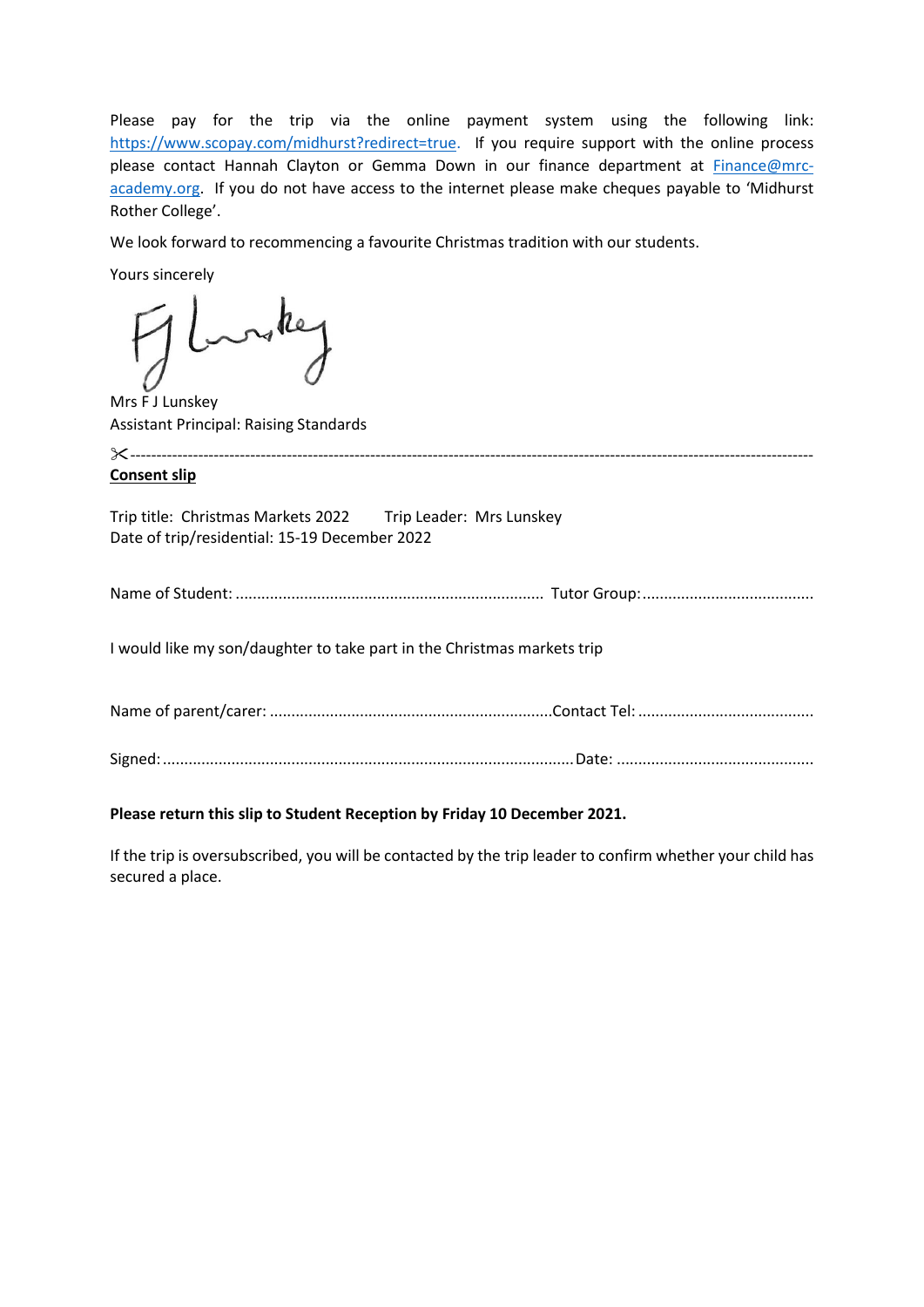Please pay for the trip via the online payment system using the following link: [https://www.scopay.com/midhurst?redirect=true](https://www.scopay.com/midhurst?redirect=true). If you require support with the online process please contact Hannah Clayton or Gemma Down in our finance department at [Finance@mrc-academy.org](mailto:Finance@mrc-academy.org). If you do not have access to the internet please make cheques payable to 'Midhurst Rother College'.

We look forward to recommencing a favourite Christmas tradition with our students.

Yours sincerely

Mrs F J Lunskey
Assistant Principal: Raising Standards

✂---------------------------------------------------------------------------------------------------------------------------

**Consent slip**

Trip title: Christmas Markets 2022 Trip Leader: Mrs Lunskey
Date of trip/residential: 15-19 December 2022

Name of Student: ....................................................................... Tutor Group: ........................................

I would like my son/daughter to take part in the Christmas markets trip

Name of parent/carer: .................................................................Contact Tel: ........................................

Signed: ............................................................................................. Date: .............................................

**Please return this slip to Student Reception by Friday 10 December 2021.**

If the trip is oversubscribed, you will be contacted by the trip leader to confirm whether your child has secured a place.